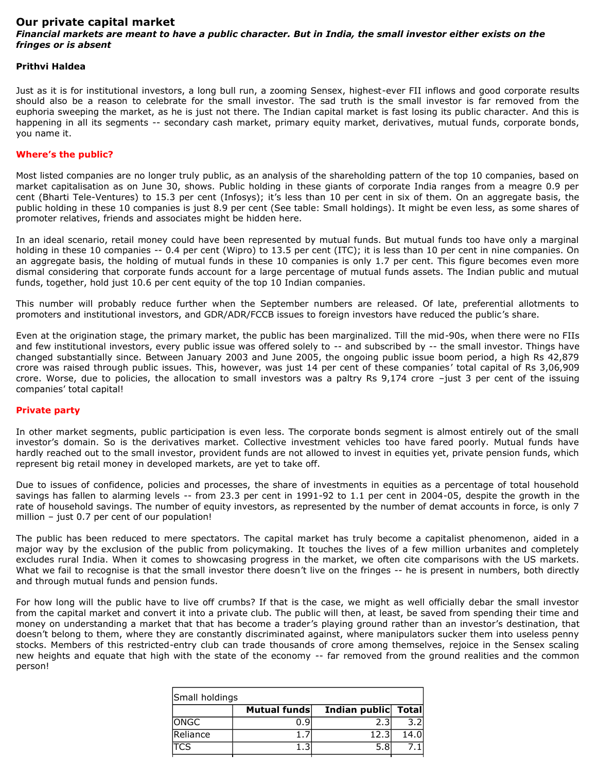# Our private capital market

***Financial markets are meant to have a public character. But in India, the small investor either exists on the fringes or is absent***

**Prithvi Haldea**

Just as it is for institutional investors, a long bull run, a zooming Sensex, highest-ever FII inflows and good corporate results should also be a reason to celebrate for the small investor. The sad truth is the small investor is far removed from the euphoria sweeping the market, as he is just not there. The Indian capital market is fast losing its public character. And this is happening in all its segments -- secondary cash market, primary equity market, derivatives, mutual funds, corporate bonds, you name it.

## Where's the public?

Most listed companies are no longer truly public, as an analysis of the shareholding pattern of the top 10 companies, based on market capitalisation as on June 30, shows. Public holding in these giants of corporate India ranges from a meagre 0.9 per cent (Bharti Tele-Ventures) to 15.3 per cent (Infosys); it's less than 10 per cent in six of them. On an aggregate basis, the public holding in these 10 companies is just 8.9 per cent (See table: Small holdings). It might be even less, as some shares of promoter relatives, friends and associates might be hidden here.

In an ideal scenario, retail money could have been represented by mutual funds. But mutual funds too have only a marginal holding in these 10 companies -- 0.4 per cent (Wipro) to 13.5 per cent (ITC); it is less than 10 per cent in nine companies. On an aggregate basis, the holding of mutual funds in these 10 companies is only 1.7 per cent. This figure becomes even more dismal considering that corporate funds account for a large percentage of mutual funds assets. The Indian public and mutual funds, together, hold just 10.6 per cent equity of the top 10 Indian companies.

This number will probably reduce further when the September numbers are released. Of late, preferential allotments to promoters and institutional investors, and GDR/ADR/FCCB issues to foreign investors have reduced the public's share.

Even at the origination stage, the primary market, the public has been marginalized. Till the mid-90s, when there were no FIIs and few institutional investors, every public issue was offered solely to -- and subscribed by -- the small investor. Things have changed substantially since. Between January 2003 and June 2005, the ongoing public issue boom period, a high Rs 42,879 crore was raised through public issues. This, however, was just 14 per cent of these companies' total capital of Rs 3,06,909 crore. Worse, due to policies, the allocation to small investors was a paltry Rs 9,174 crore –just 3 per cent of the issuing companies' total capital!

## Private party

In other market segments, public participation is even less. The corporate bonds segment is almost entirely out of the small investor's domain. So is the derivatives market. Collective investment vehicles too have fared poorly. Mutual funds have hardly reached out to the small investor, provident funds are not allowed to invest in equities yet, private pension funds, which represent big retail money in developed markets, are yet to take off.

Due to issues of confidence, policies and processes, the share of investments in equities as a percentage of total household savings has fallen to alarming levels -- from 23.3 per cent in 1991-92 to 1.1 per cent in 2004-05, despite the growth in the rate of household savings. The number of equity investors, as represented by the number of demat accounts in force, is only 7 million – just 0.7 per cent of our population!

The public has been reduced to mere spectators. The capital market has truly become a capitalist phenomenon, aided in a major way by the exclusion of the public from policymaking. It touches the lives of a few million urbanites and completely excludes rural India. When it comes to showcasing progress in the market, we often cite comparisons with the US markets. What we fail to recognise is that the small investor there doesn't live on the fringes -- he is present in numbers, both directly and through mutual funds and pension funds.

For how long will the public have to live off crumbs? If that is the case, we might as well officially debar the small investor from the capital market and convert it into a private club. The public will then, at least, be saved from spending their time and money on understanding a market that that has become a trader's playing ground rather than an investor's destination, that doesn't belong to them, where they are constantly discriminated against, where manipulators sucker them into useless penny stocks. Members of this restricted-entry club can trade thousands of crore among themselves, rejoice in the Sensex scaling new heights and equate that high with the state of the economy -- far removed from the ground realities and the common person!

Small holdings

| | Mutual funds | Indian public | Total |
|---|---|---|---|
| ONGC | 0.9 | 2.3 | 3.2 |
| Reliance | 1.7 | 12.3 | 14.0 |
| TCS | 1.3 | 5.8 | 7.1 |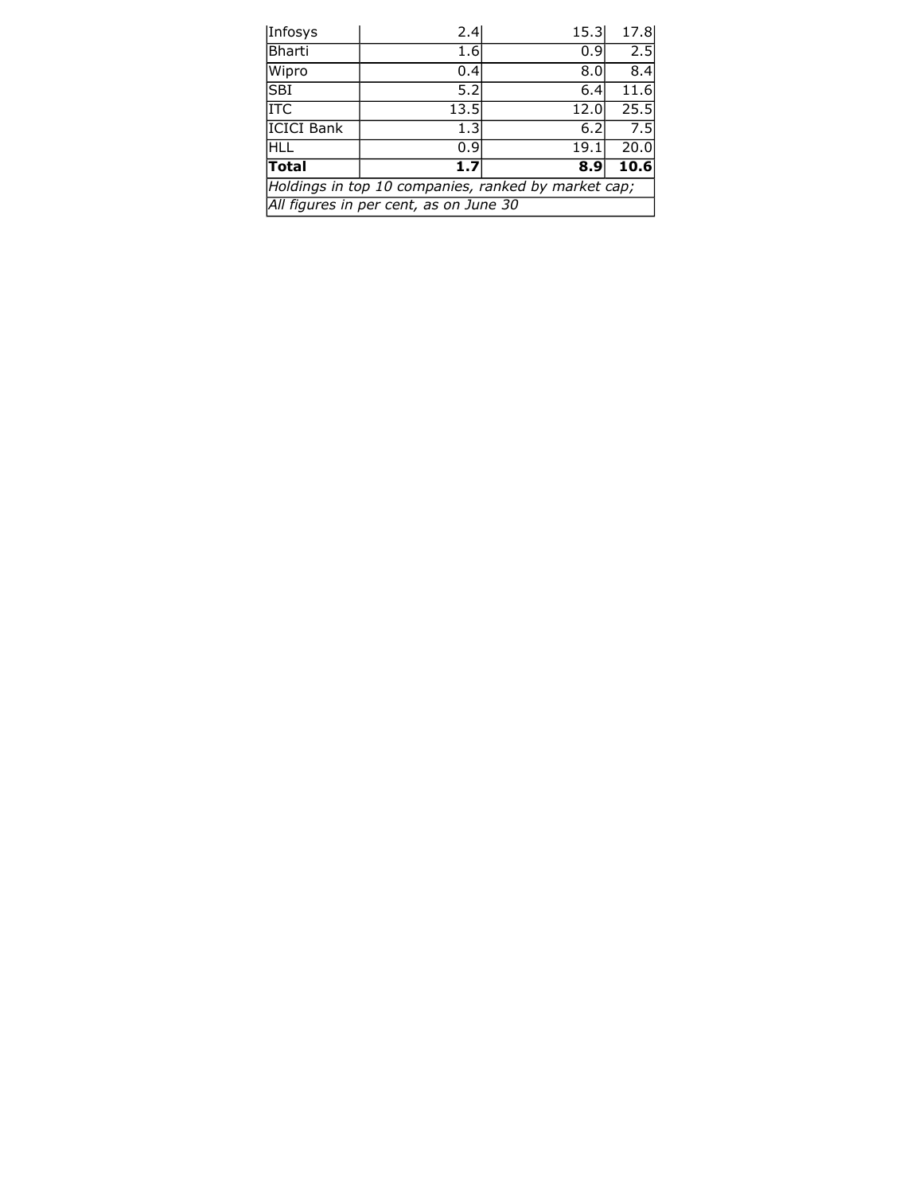| | | | |
|---|---|---|---|
| Infosys | 2.4 | 15.3 | 17.8 |
| Bharti | 1.6 | 0.9 | 2.5 |
| Wipro | 0.4 | 8.0 | 8.4 |
| SBI | 5.2 | 6.4 | 11.6 |
| ITC | 13.5 | 12.0 | 25.5 |
| ICICI Bank | 1.3 | 6.2 | 7.5 |
| HLL | 0.9 | 19.1 | 20.0 |
| **Total** | **1.7** | **8.9** | **10.6** |

*Holdings in top 10 companies, ranked by market cap;*

*All figures in per cent, as on June 30*